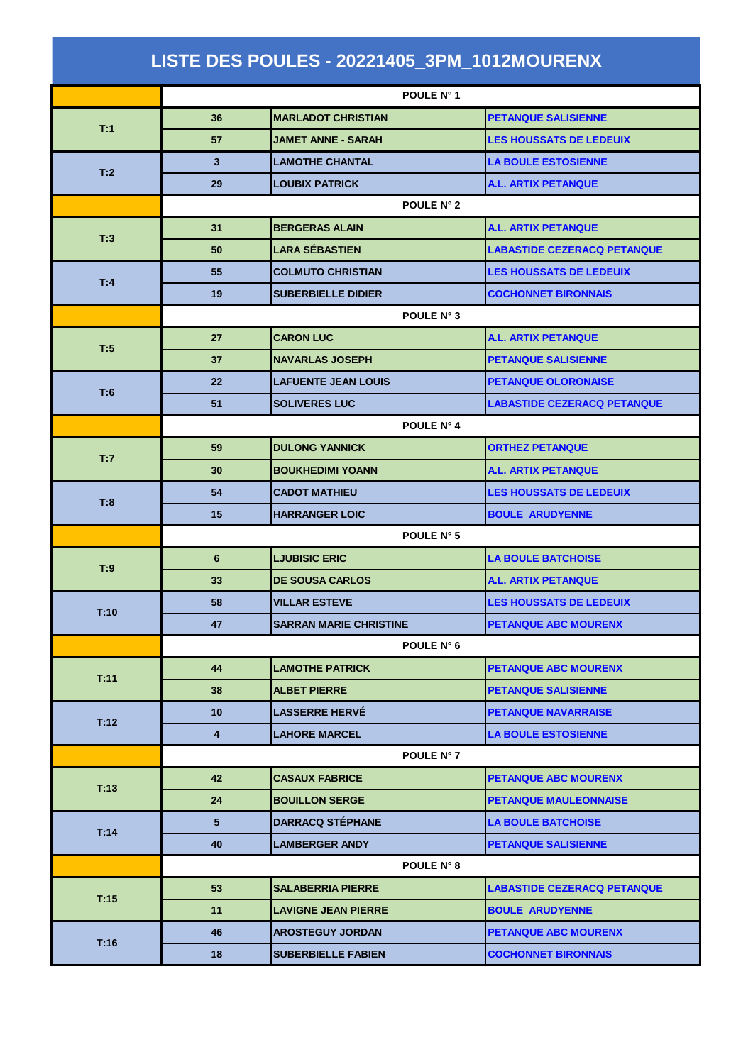# LISTE DES POULES - 20221405_3PM_1012MOURENX

| | POULE N° 1 | | |
|---|---|---|---|
| T:1 | 36 | MARLADOT CHRISTIAN | PETANQUE SALISIENNE |
| | 57 | JAMET ANNE - SARAH | LES HOUSSATS DE LEDEUIX |
| T:2 | 3 | LAMOTHE CHANTAL | LA BOULE ESTOSIENNE |
| | 29 | LOUBIX PATRICK | A.L. ARTIX PETANQUE |
| | POULE N° 2 | | |
| T:3 | 31 | BERGERAS ALAIN | A.L. ARTIX PETANQUE |
| | 50 | LARA SÉBASTIEN | LABASTIDE CEZERACQ PETANQUE |
| T:4 | 55 | COLMUTO CHRISTIAN | LES HOUSSATS DE LEDEUIX |
| | 19 | SUBERBIELLE DIDIER | COCHONNET BIRONNAIS |
| | POULE N° 3 | | |
| T:5 | 27 | CARON LUC | A.L. ARTIX PETANQUE |
| | 37 | NAVARLAS JOSEPH | PETANQUE SALISIENNE |
| T:6 | 22 | LAFUENTE JEAN LOUIS | PETANQUE OLORONAISE |
| | 51 | SOLIVERES LUC | LABASTIDE CEZERACQ PETANQUE |
| | POULE N° 4 | | |
| T:7 | 59 | DULONG YANNICK | ORTHEZ PETANQUE |
| | 30 | BOUKHEDIMI YOANN | A.L. ARTIX PETANQUE |
| T:8 | 54 | CADOT MATHIEU | LES HOUSSATS DE LEDEUIX |
| | 15 | HARRANGER LOIC | BOULE ARUDYENNE |
| | POULE N° 5 | | |
| T:9 | 6 | LJUBISIC ERIC | LA BOULE BATCHOISE |
| | 33 | DE SOUSA CARLOS | A.L. ARTIX PETANQUE |
| T:10 | 58 | VILLAR ESTEVE | LES HOUSSATS DE LEDEUIX |
| | 47 | SARRAN MARIE CHRISTINE | PETANQUE ABC MOURENX |
| | POULE N° 6 | | |
| T:11 | 44 | LAMOTHE PATRICK | PETANQUE ABC MOURENX |
| | 38 | ALBET PIERRE | PETANQUE SALISIENNE |
| T:12 | 10 | LASSERRE HERVÉ | PETANQUE NAVARRAISE |
| | 4 | LAHORE MARCEL | LA BOULE ESTOSIENNE |
| | POULE N° 7 | | |
| T:13 | 42 | CASAUX FABRICE | PETANQUE ABC MOURENX |
| | 24 | BOUILLON SERGE | PETANQUE MAULEONNAISE |
| T:14 | 5 | DARRACQ STÉPHANE | LA BOULE BATCHOISE |
| | 40 | LAMBERGER ANDY | PETANQUE SALISIENNE |
| | POULE N° 8 | | |
| T:15 | 53 | SALABERRIA PIERRE | LABASTIDE CEZERACQ PETANQUE |
| | 11 | LAVIGNE JEAN PIERRE | BOULE ARUDYENNE |
| T:16 | 46 | AROSTEGUY JORDAN | PETANQUE ABC MOURENX |
| | 18 | SUBERBIELLE FABIEN | COCHONNET BIRONNAIS |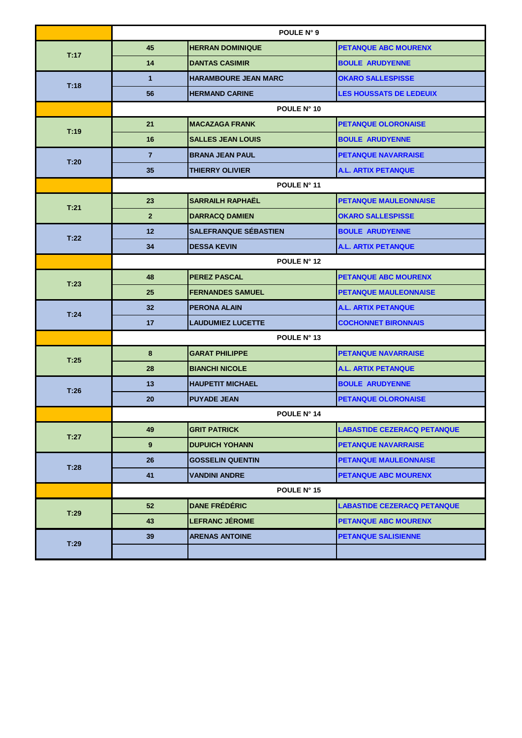| | | | |
|---|---|---|---|
| | POULE N° 9 | | |
| T:17 | 45 | HERRAN DOMINIQUE | PETANQUE ABC MOURENX |
| | 14 | DANTAS CASIMIR | BOULE ARUDYENNE |
| T:18 | 1 | HARAMBOURE JEAN MARC | OKARO SALLESPISSE |
| | 56 | HERMAND CARINE | LES HOUSSATS DE LEDEUIX |
| | POULE N° 10 | | |
| T:19 | 21 | MACAZAGA FRANK | PETANQUE OLORONAISE |
| | 16 | SALLES JEAN LOUIS | BOULE ARUDYENNE |
| T:20 | 7 | BRANA JEAN PAUL | PETANQUE NAVARRAISE |
| | 35 | THIERRY OLIVIER | A.L. ARTIX PETANQUE |
| | POULE N° 11 | | |
| T:21 | 23 | SARRAILH RAPHAËL | PETANQUE MAULEONNAISE |
| | 2 | DARRACQ DAMIEN | OKARO SALLESPISSE |
| T:22 | 12 | SALEFRANQUE SÉBASTIEN | BOULE ARUDYENNE |
| | 34 | DESSA KEVIN | A.L. ARTIX PETANQUE |
| | POULE N° 12 | | |
| T:23 | 48 | PEREZ PASCAL | PETANQUE ABC MOURENX |
| | 25 | FERNANDES SAMUEL | PETANQUE MAULEONNAISE |
| T:24 | 32 | PERONA ALAIN | A.L. ARTIX PETANQUE |
| | 17 | LAUDUMIEZ LUCETTE | COCHONNET BIRONNAIS |
| | POULE N° 13 | | |
| T:25 | 8 | GARAT PHILIPPE | PETANQUE NAVARRAISE |
| | 28 | BIANCHI NICOLE | A.L. ARTIX PETANQUE |
| T:26 | 13 | HAUPETIT MICHAEL | BOULE ARUDYENNE |
| | 20 | PUYADE JEAN | PETANQUE OLORONAISE |
| | POULE N° 14 | | |
| T:27 | 49 | GRIT PATRICK | LABASTIDE CEZERACQ PETANQUE |
| | 9 | DUPUICH YOHANN | PETANQUE NAVARRAISE |
| T:28 | 26 | GOSSELIN QUENTIN | PETANQUE MAULEONNAISE |
| | 41 | VANDINI ANDRE | PETANQUE ABC MOURENX |
| | POULE N° 15 | | |
| T:29 | 52 | DANE FRÉDÉRIC | LABASTIDE CEZERACQ PETANQUE |
| | 43 | LEFRANC JÉROME | PETANQUE ABC MOURENX |
| T:29 | 39 | ARENAS ANTOINE | PETANQUE SALISIENNE |
| | | | |